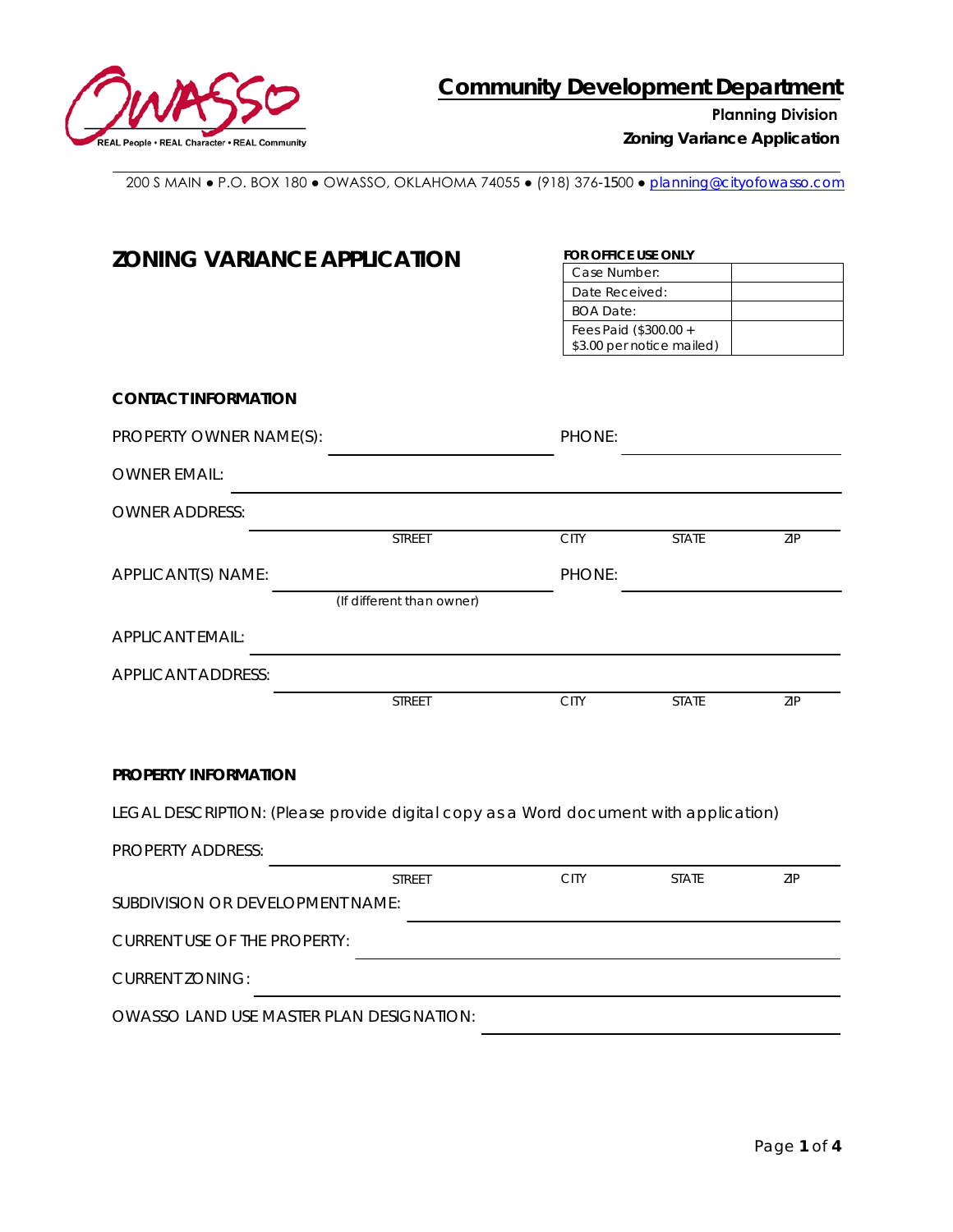REAL People • REAL Character • REAL Community

# Community Development Department

**Planning Division**

**Zoning Variance Application**

200 S MAIN ● P.O. BOX 180 ● OWASSO, OKLAHOMA 74055 ● (918) 376-1500 ● planning@cityofowasso.com

## ZONING VARIANCE APPLICATION

**FOR OFFICE USE ONLY**

| Case Number: | |
|---|---|
| Date Received: | |
| BOA Date: | |
| Fees Paid ($300.00 + $3.00 per notice mailed) | |

### CONTACT INFORMATION

PROPERTY OWNER NAME(S): ____________________ PHONE: ____________________

OWNER EMAIL: ________________________________________

OWNER ADDRESS: ________________________________________
STREET CITY STATE ZIP

APPLICANT(S) NAME: ____________________ PHONE: ____________________
(If different than owner)

APPLICANT EMAIL: ________________________________________

APPLICANT ADDRESS: ________________________________________
STREET CITY STATE ZIP

### PROPERTY INFORMATION

LEGAL DESCRIPTION: (Please provide digital copy as a Word document with application)

PROPERTY ADDRESS: ________________________________________
STREET CITY STATE ZIP

SUBDIVISION OR DEVELOPMENT NAME: ____________________

CURRENT USE OF THE PROPERTY: ____________________

CURRENT ZONING: ____________________

OWASSO LAND USE MASTER PLAN DESIGNATION: ____________________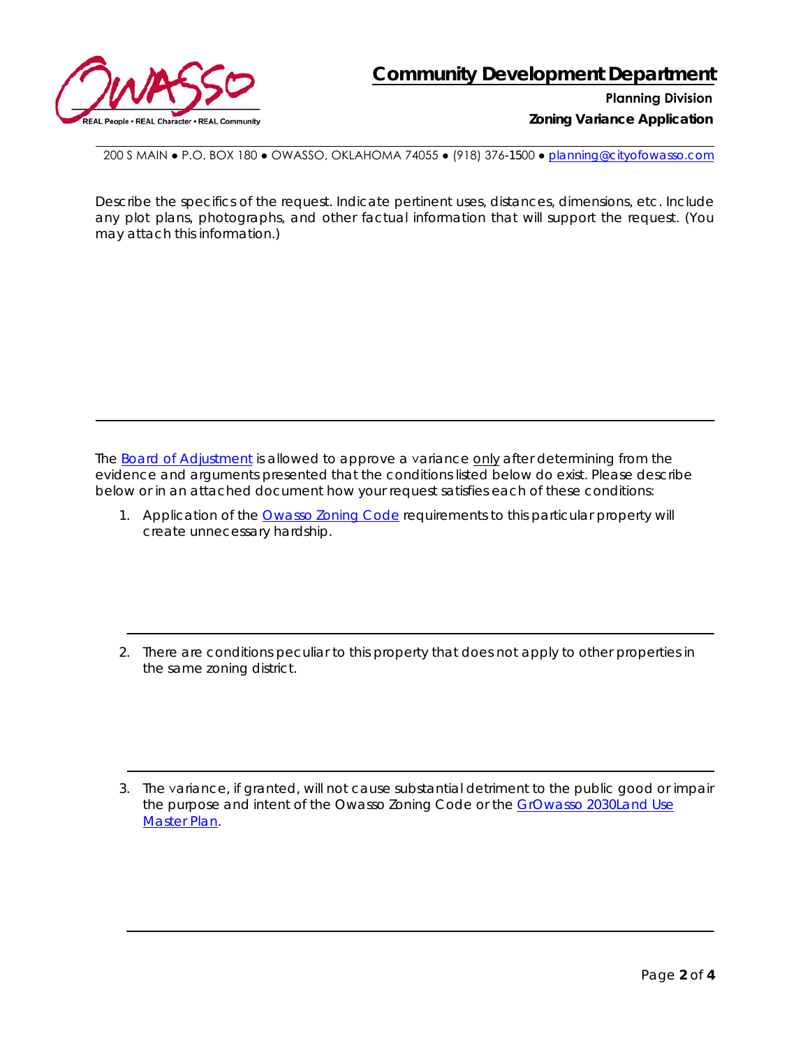# Community Development Department

**Planning Division**

**Zoning Variance Application**

200 S MAIN ● P.O. BOX 180 ● OWASSO, OKLAHOMA 74055 ● (918) 376-1500 ● planning@cityofowasso.com

Describe the specifics of the request. Indicate pertinent uses, distances, dimensions, etc. Include any plot plans, photographs, and other factual information that will support the request. (You may attach this information.)

---

The Board of Adjustment is allowed to approve a variance only after determining from the evidence and arguments presented that the conditions listed below do exist. Please describe below or in an attached document how your request satisfies each of these conditions:

1. Application of the Owasso Zoning Code requirements to this particular property will create unnecessary hardship.

---

2. There are conditions peculiar to this property that does not apply to other properties in the same zoning district.

---

3. The variance, if granted, will not cause substantial detriment to the public good or impair the purpose and intent of the Owasso Zoning Code or the GrOwasso 2030Land Use Master Plan.

---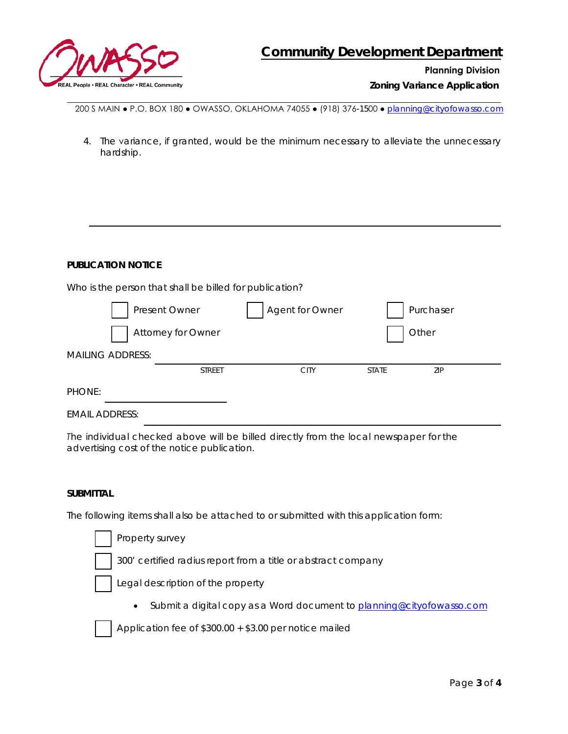4. The variance, if granted, would be the minimum necessary to alleviate the unnecessary hardship.

______________________________________________________________________

**PUBLICATION NOTICE**

Who is the person that shall be billed for publication?

- [ ] Present Owner
- [ ] Agent for Owner
- [ ] Purchaser
- [ ] Attorney for Owner
- [ ] Other

MAILING ADDRESS: ______________________________________________
STREET CITY STATE ZIP

PHONE: ____________________

EMAIL ADDRESS: ______________________________________________

The individual checked above will be billed directly from the local newspaper for the advertising cost of the notice publication.

**SUBMITTAL**

The following items shall also be attached to or submitted with this application form:

- [ ] Property survey
- [ ] 300' certified radius report from a title or abstract company
- [ ] Legal description of the property
  - Submit a digital copy as a Word document to planning@cityofowasso.com
- [ ] Application fee of $300.00 + $3.00 per notice mailed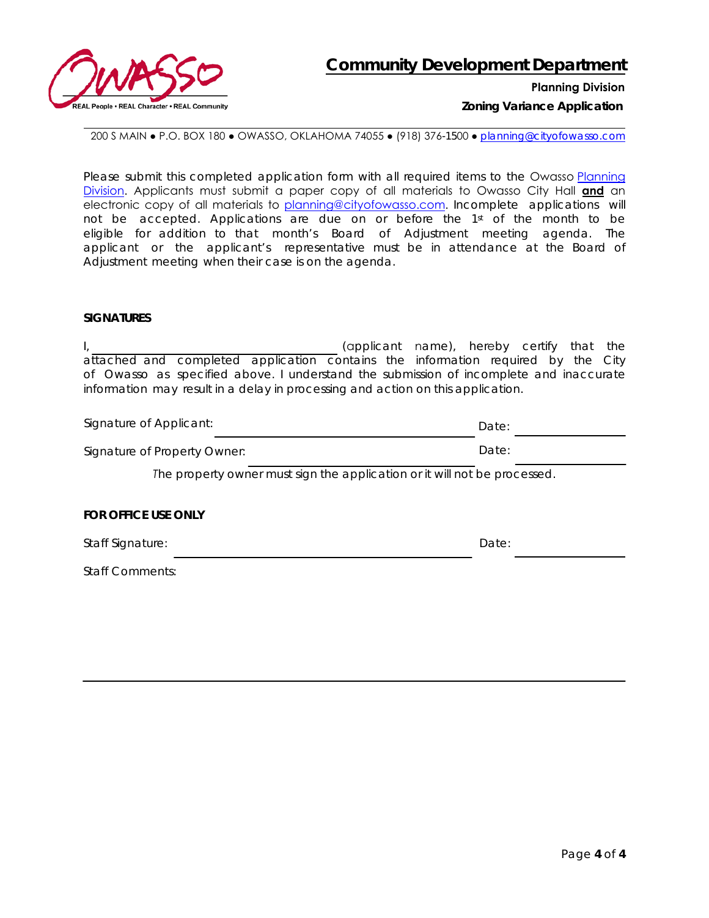# Community Development Department

**Planning Division**

**Zoning Variance Application**

200 S MAIN ● P.O. BOX 180 ● OWASSO, OKLAHOMA 74055 ● (918) 376-1500 ● planning@cityofowasso.com

Please submit this completed application form with all required items to the Owasso Planning Division. Applicants must submit a paper copy of all materials to Owasso City Hall **and** an electronic copy of all materials to planning@cityofowasso.com. Incomplete applications will not be accepted. Applications are due on or before the 1st of the month to be eligible for addition to that month's Board of Adjustment meeting agenda. The applicant or the applicant's representative must be in attendance at the Board of Adjustment meeting when their case is on the agenda.

**SIGNATURES**

I, ______________________________ (applicant name), hereby certify that the attached and completed application contains the information required by the City of Owasso as specified above. I understand the submission of incomplete and inaccurate information may result in a delay in processing and action on this application.

Signature of Applicant: ______________________________ Date: ____________

Signature of Property Owner: ______________________________ Date: ____________

*The property owner must sign the application or it will not be processed.*

**FOR OFFICE USE ONLY**

Staff Signature: ______________________________ Date: ____________

Staff Comments:

______________________________________________________________________